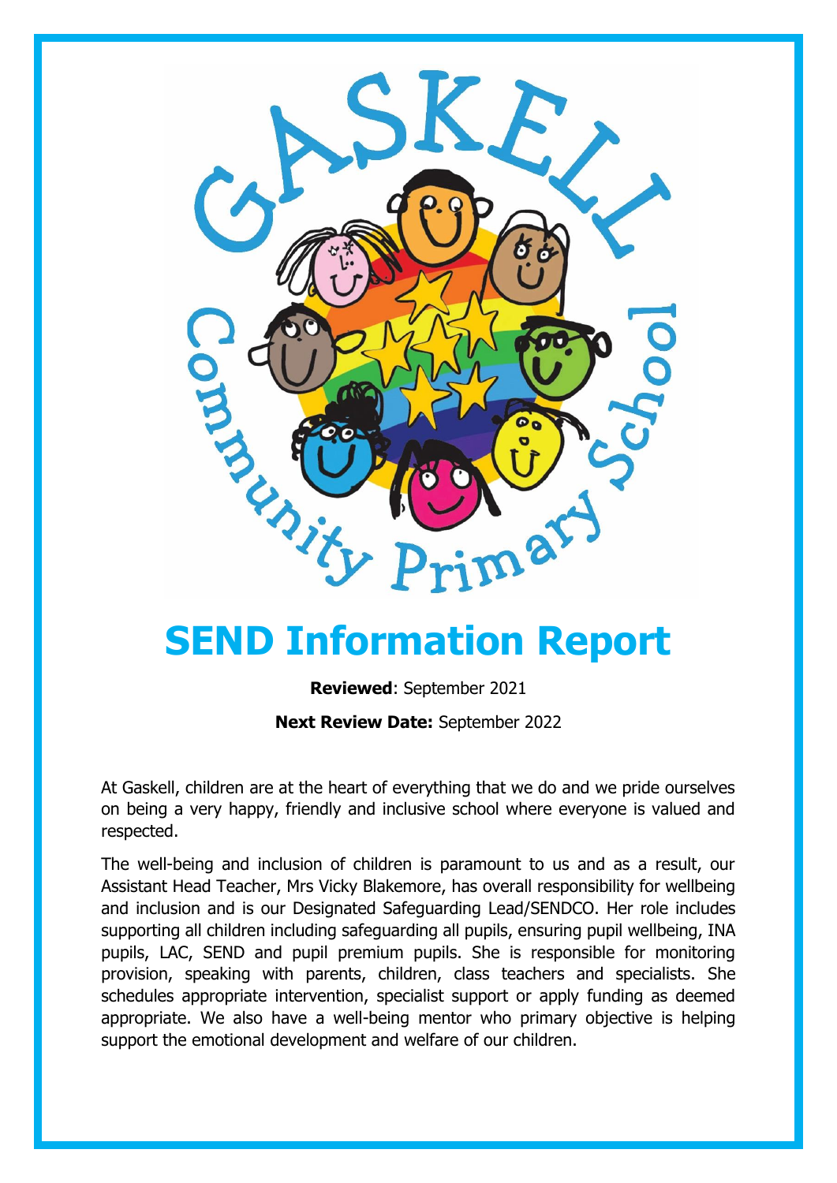# SEND Information Report

**Reviewed**: September 2021

**Next Review Date:** September 2022

At Gaskell, children are at the heart of everything that we do and we pride ourselves on being a very happy, friendly and inclusive school where everyone is valued and respected.

The well-being and inclusion of children is paramount to us and as a result, our Assistant Head Teacher, Mrs Vicky Blakemore, has overall responsibility for wellbeing and inclusion and is our Designated Safeguarding Lead/SENDCO. Her role includes supporting all children including safeguarding all pupils, ensuring pupil wellbeing, INA pupils, LAC, SEND and pupil premium pupils. She is responsible for monitoring provision, speaking with parents, children, class teachers and specialists. She schedules appropriate intervention, specialist support or apply funding as deemed appropriate. We also have a well-being mentor who primary objective is helping support the emotional development and welfare of our children.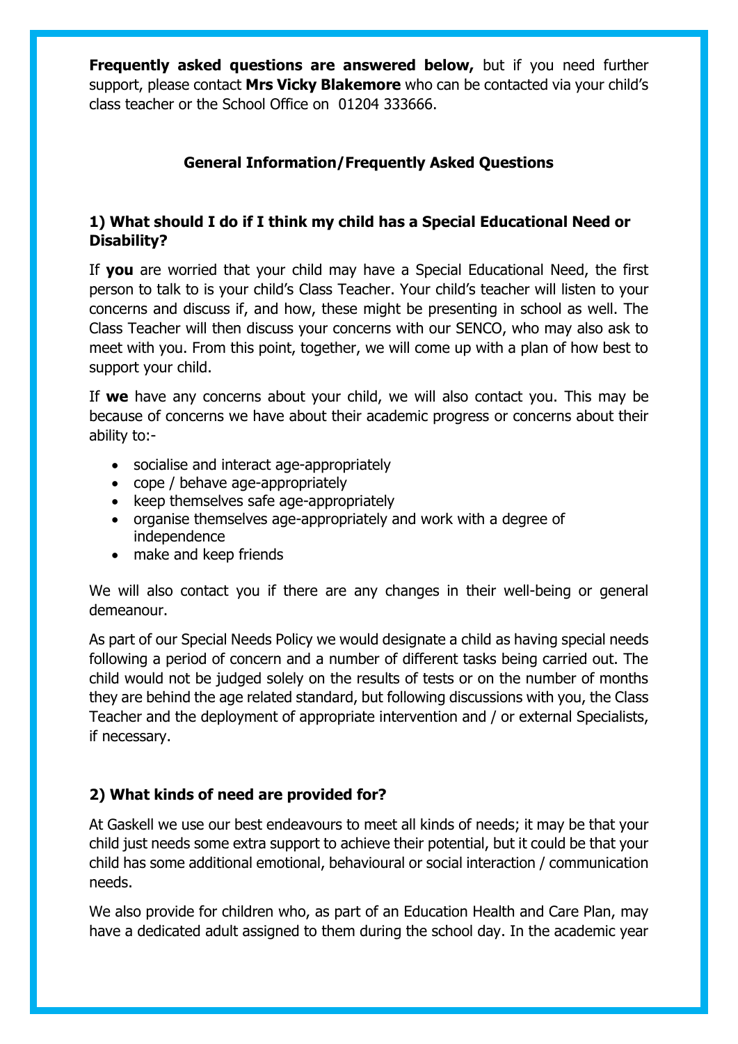**Frequently asked questions are answered below,** but if you need further support, please contact **Mrs Vicky Blakemore** who can be contacted via your child's class teacher or the School Office on 01204 333666.

## General Information/Frequently Asked Questions

### 1) What should I do if I think my child has a Special Educational Need or Disability?

If **you** are worried that your child may have a Special Educational Need, the first person to talk to is your child's Class Teacher. Your child's teacher will listen to your concerns and discuss if, and how, these might be presenting in school as well. The Class Teacher will then discuss your concerns with our SENCO, who may also ask to meet with you. From this point, together, we will come up with a plan of how best to support your child.

If **we** have any concerns about your child, we will also contact you. This may be because of concerns we have about their academic progress or concerns about their ability to:-

- socialise and interact age-appropriately
- cope / behave age-appropriately
- keep themselves safe age-appropriately
- organise themselves age-appropriately and work with a degree of independence
- make and keep friends

We will also contact you if there are any changes in their well-being or general demeanour.

As part of our Special Needs Policy we would designate a child as having special needs following a period of concern and a number of different tasks being carried out. The child would not be judged solely on the results of tests or on the number of months they are behind the age related standard, but following discussions with you, the Class Teacher and the deployment of appropriate intervention and / or external Specialists, if necessary.

### 2) What kinds of need are provided for?

At Gaskell we use our best endeavours to meet all kinds of needs; it may be that your child just needs some extra support to achieve their potential, but it could be that your child has some additional emotional, behavioural or social interaction / communication needs.

We also provide for children who, as part of an Education Health and Care Plan, may have a dedicated adult assigned to them during the school day. In the academic year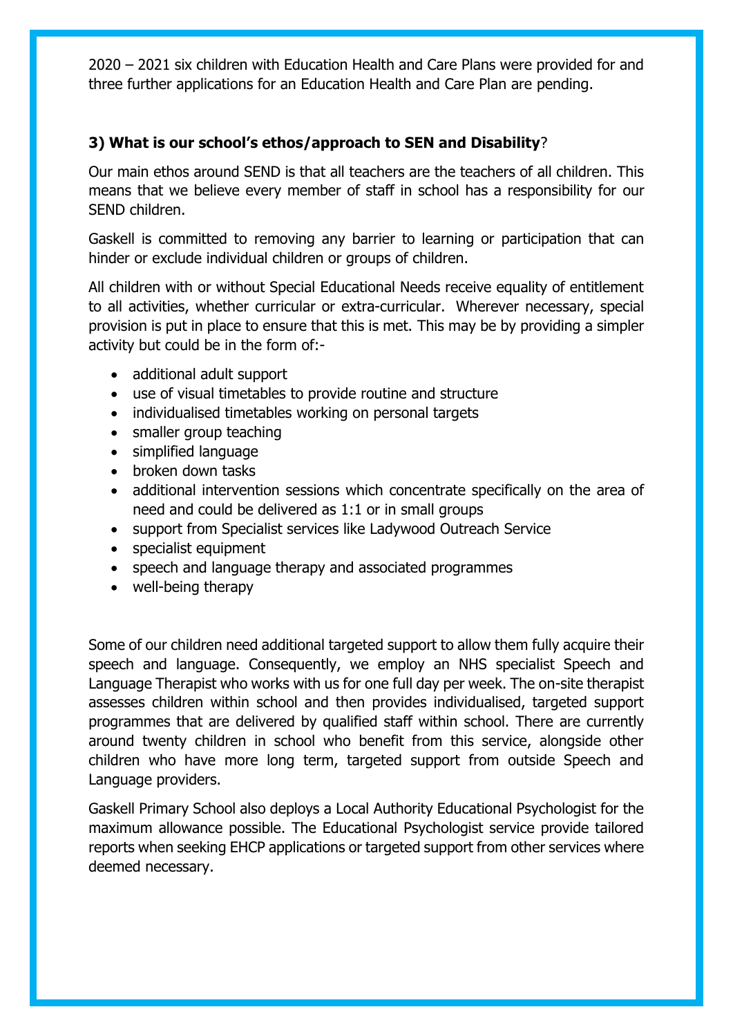2020 – 2021 six children with Education Health and Care Plans were provided for and three further applications for an Education Health and Care Plan are pending.

### 3) What is our school's ethos/approach to SEN and Disability?

Our main ethos around SEND is that all teachers are the teachers of all children. This means that we believe every member of staff in school has a responsibility for our SEND children.

Gaskell is committed to removing any barrier to learning or participation that can hinder or exclude individual children or groups of children.

All children with or without Special Educational Needs receive equality of entitlement to all activities, whether curricular or extra-curricular. Wherever necessary, special provision is put in place to ensure that this is met. This may be by providing a simpler activity but could be in the form of:-

- additional adult support
- use of visual timetables to provide routine and structure
- individualised timetables working on personal targets
- smaller group teaching
- simplified language
- broken down tasks
- additional intervention sessions which concentrate specifically on the area of need and could be delivered as 1:1 or in small groups
- support from Specialist services like Ladywood Outreach Service
- specialist equipment
- speech and language therapy and associated programmes
- well-being therapy

Some of our children need additional targeted support to allow them fully acquire their speech and language. Consequently, we employ an NHS specialist Speech and Language Therapist who works with us for one full day per week. The on-site therapist assesses children within school and then provides individualised, targeted support programmes that are delivered by qualified staff within school. There are currently around twenty children in school who benefit from this service, alongside other children who have more long term, targeted support from outside Speech and Language providers.

Gaskell Primary School also deploys a Local Authority Educational Psychologist for the maximum allowance possible. The Educational Psychologist service provide tailored reports when seeking EHCP applications or targeted support from other services where deemed necessary.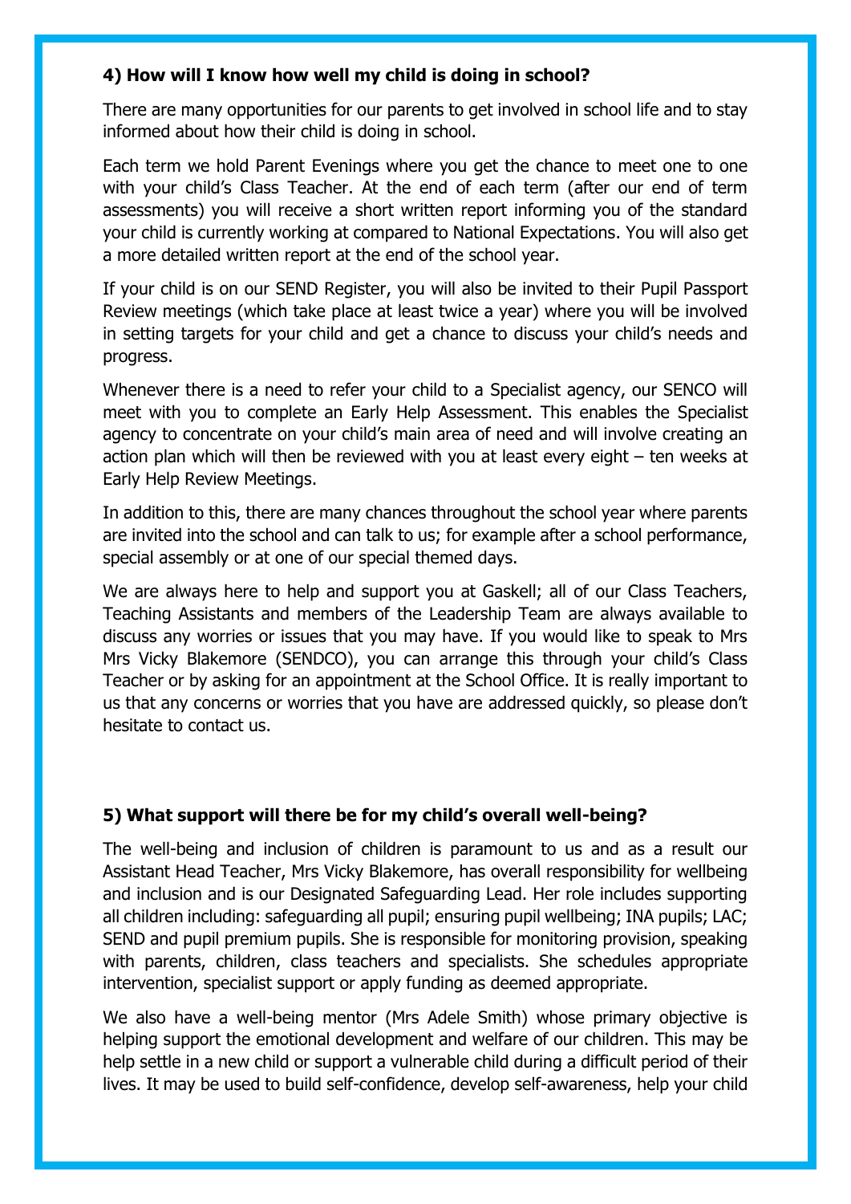**4) How will I know how well my child is doing in school?**

There are many opportunities for our parents to get involved in school life and to stay informed about how their child is doing in school.

Each term we hold Parent Evenings where you get the chance to meet one to one with your child's Class Teacher. At the end of each term (after our end of term assessments) you will receive a short written report informing you of the standard your child is currently working at compared to National Expectations. You will also get a more detailed written report at the end of the school year.

If your child is on our SEND Register, you will also be invited to their Pupil Passport Review meetings (which take place at least twice a year) where you will be involved in setting targets for your child and get a chance to discuss your child's needs and progress.

Whenever there is a need to refer your child to a Specialist agency, our SENCO will meet with you to complete an Early Help Assessment. This enables the Specialist agency to concentrate on your child's main area of need and will involve creating an action plan which will then be reviewed with you at least every eight – ten weeks at Early Help Review Meetings.

In addition to this, there are many chances throughout the school year where parents are invited into the school and can talk to us; for example after a school performance, special assembly or at one of our special themed days.

We are always here to help and support you at Gaskell; all of our Class Teachers, Teaching Assistants and members of the Leadership Team are always available to discuss any worries or issues that you may have. If you would like to speak to Mrs Mrs Vicky Blakemore (SENDCO), you can arrange this through your child's Class Teacher or by asking for an appointment at the School Office. It is really important to us that any concerns or worries that you have are addressed quickly, so please don't hesitate to contact us.

**5) What support will there be for my child's overall well-being?**

The well-being and inclusion of children is paramount to us and as a result our Assistant Head Teacher, Mrs Vicky Blakemore, has overall responsibility for wellbeing and inclusion and is our Designated Safeguarding Lead. Her role includes supporting all children including: safeguarding all pupil; ensuring pupil wellbeing; INA pupils; LAC; SEND and pupil premium pupils. She is responsible for monitoring provision, speaking with parents, children, class teachers and specialists. She schedules appropriate intervention, specialist support or apply funding as deemed appropriate.

We also have a well-being mentor (Mrs Adele Smith) whose primary objective is helping support the emotional development and welfare of our children. This may be help settle in a new child or support a vulnerable child during a difficult period of their lives. It may be used to build self-confidence, develop self-awareness, help your child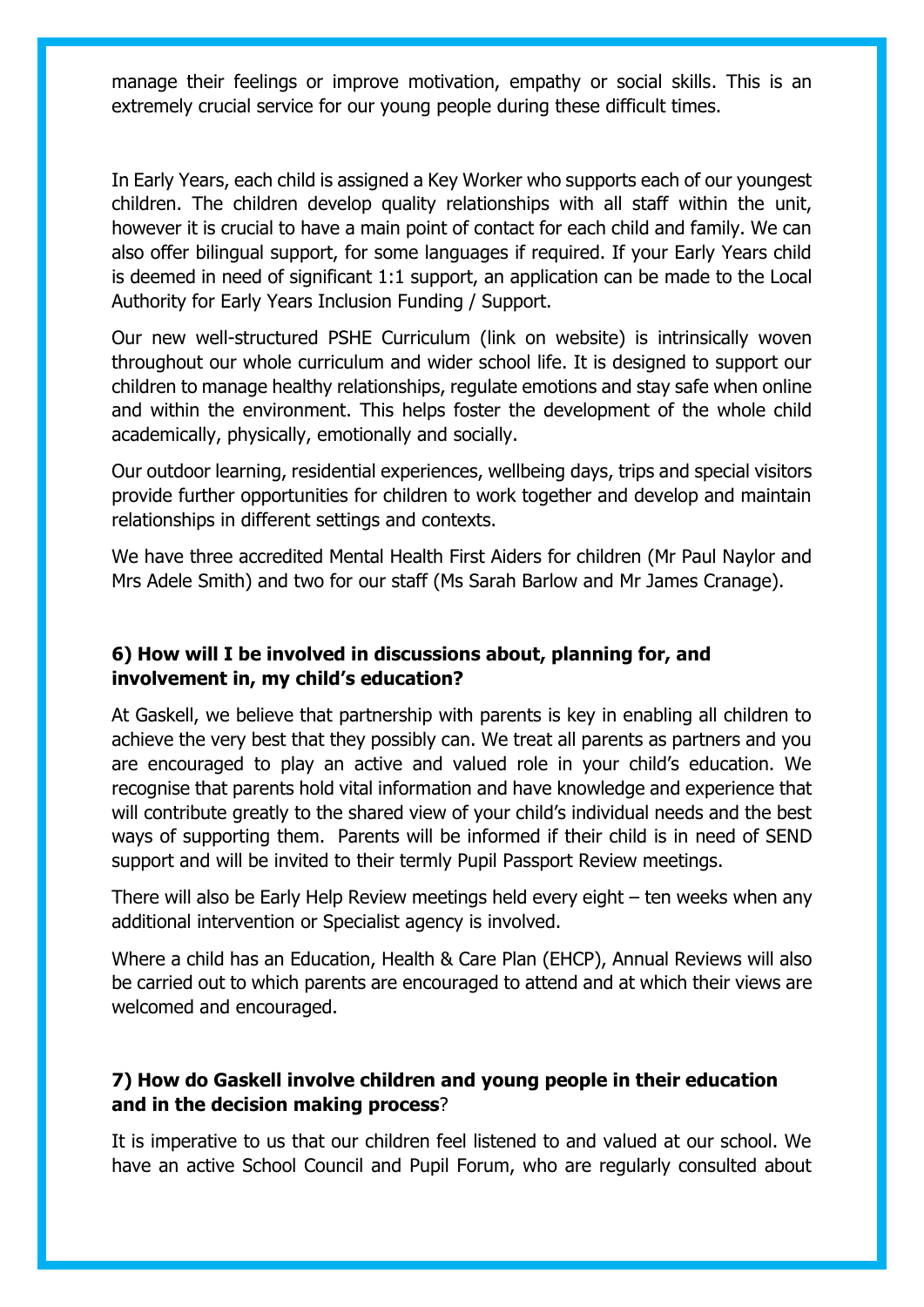manage their feelings or improve motivation, empathy or social skills. This is an extremely crucial service for our young people during these difficult times.

In Early Years, each child is assigned a Key Worker who supports each of our youngest children. The children develop quality relationships with all staff within the unit, however it is crucial to have a main point of contact for each child and family. We can also offer bilingual support, for some languages if required. If your Early Years child is deemed in need of significant 1:1 support, an application can be made to the Local Authority for Early Years Inclusion Funding / Support.

Our new well-structured PSHE Curriculum (link on website) is intrinsically woven throughout our whole curriculum and wider school life. It is designed to support our children to manage healthy relationships, regulate emotions and stay safe when online and within the environment. This helps foster the development of the whole child academically, physically, emotionally and socially.

Our outdoor learning, residential experiences, wellbeing days, trips and special visitors provide further opportunities for children to work together and develop and maintain relationships in different settings and contexts.

We have three accredited Mental Health First Aiders for children (Mr Paul Naylor and Mrs Adele Smith) and two for our staff (Ms Sarah Barlow and Mr James Cranage).

### 6) How will I be involved in discussions about, planning for, and involvement in, my child's education?

At Gaskell, we believe that partnership with parents is key in enabling all children to achieve the very best that they possibly can. We treat all parents as partners and you are encouraged to play an active and valued role in your child's education. We recognise that parents hold vital information and have knowledge and experience that will contribute greatly to the shared view of your child's individual needs and the best ways of supporting them. Parents will be informed if their child is in need of SEND support and will be invited to their termly Pupil Passport Review meetings.

There will also be Early Help Review meetings held every eight – ten weeks when any additional intervention or Specialist agency is involved.

Where a child has an Education, Health & Care Plan (EHCP), Annual Reviews will also be carried out to which parents are encouraged to attend and at which their views are welcomed and encouraged.

### 7) How do Gaskell involve children and young people in their education and in the decision making process?

It is imperative to us that our children feel listened to and valued at our school. We have an active School Council and Pupil Forum, who are regularly consulted about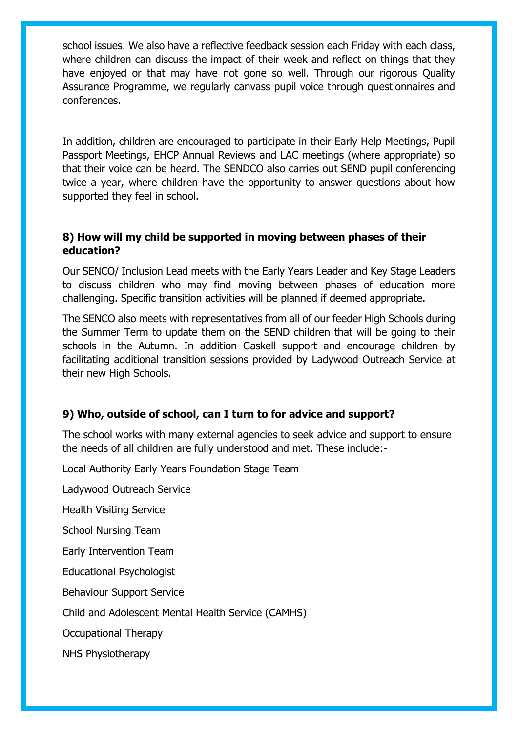school issues. We also have a reflective feedback session each Friday with each class, where children can discuss the impact of their week and reflect on things that they have enjoyed or that may have not gone so well. Through our rigorous Quality Assurance Programme, we regularly canvass pupil voice through questionnaires and conferences.

In addition, children are encouraged to participate in their Early Help Meetings, Pupil Passport Meetings, EHCP Annual Reviews and LAC meetings (where appropriate) so that their voice can be heard. The SENDCO also carries out SEND pupil conferencing twice a year, where children have the opportunity to answer questions about how supported they feel in school.

**8) How will my child be supported in moving between phases of their education?**

Our SENCO/ Inclusion Lead meets with the Early Years Leader and Key Stage Leaders to discuss children who may find moving between phases of education more challenging. Specific transition activities will be planned if deemed appropriate.

The SENCO also meets with representatives from all of our feeder High Schools during the Summer Term to update them on the SEND children that will be going to their schools in the Autumn. In addition Gaskell support and encourage children by facilitating additional transition sessions provided by Ladywood Outreach Service at their new High Schools.

**9) Who, outside of school, can I turn to for advice and support?**

The school works with many external agencies to seek advice and support to ensure the needs of all children are fully understood and met. These include:-

Local Authority Early Years Foundation Stage Team

Ladywood Outreach Service

Health Visiting Service

School Nursing Team

Early Intervention Team

Educational Psychologist

Behaviour Support Service

Child and Adolescent Mental Health Service (CAMHS)

Occupational Therapy

NHS Physiotherapy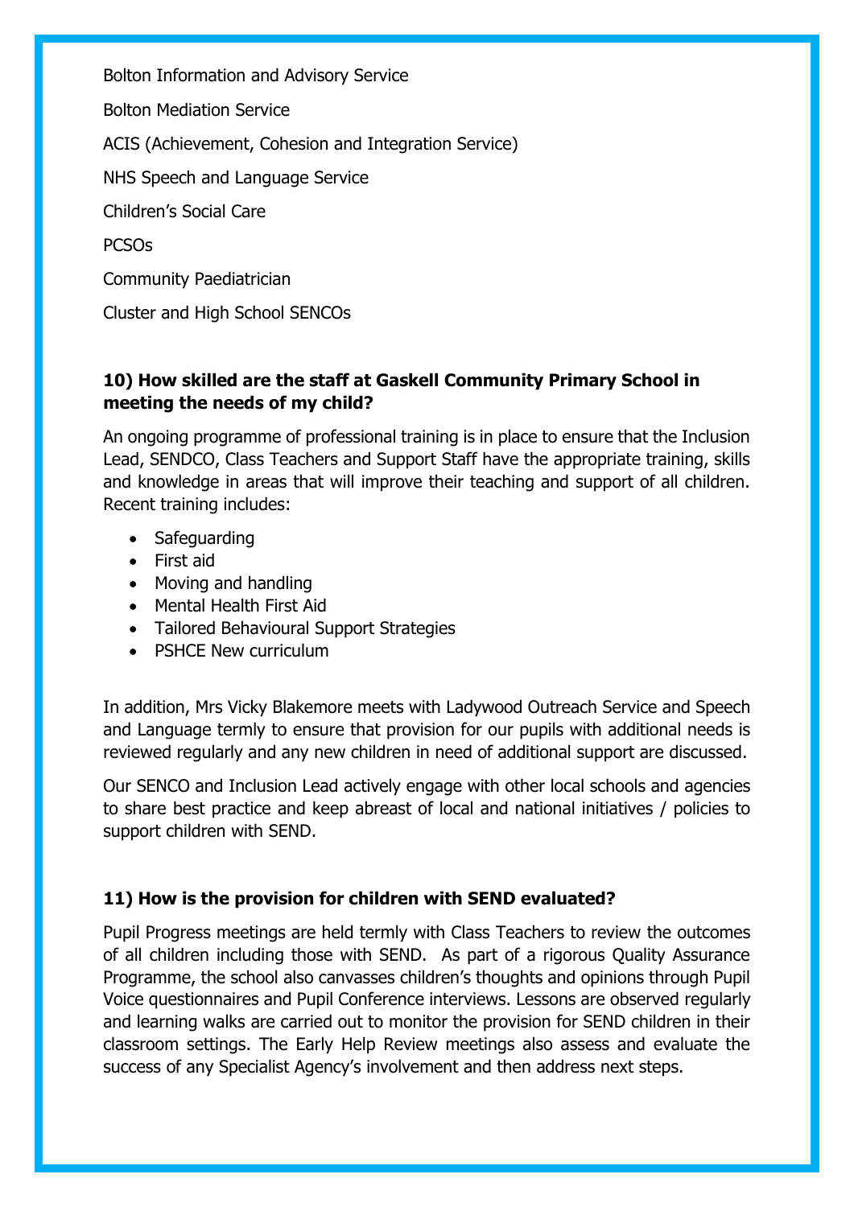Bolton Information and Advisory Service

Bolton Mediation Service

ACIS (Achievement, Cohesion and Integration Service)

NHS Speech and Language Service

Children's Social Care

PCSOs

Community Paediatrician

Cluster and High School SENCOs

**10) How skilled are the staff at Gaskell Community Primary School in meeting the needs of my child?**

An ongoing programme of professional training is in place to ensure that the Inclusion Lead, SENDCO, Class Teachers and Support Staff have the appropriate training, skills and knowledge in areas that will improve their teaching and support of all children. Recent training includes:

- Safeguarding
- First aid
- Moving and handling
- Mental Health First Aid
- Tailored Behavioural Support Strategies
- PSHCE New curriculum

In addition, Mrs Vicky Blakemore meets with Ladywood Outreach Service and Speech and Language termly to ensure that provision for our pupils with additional needs is reviewed regularly and any new children in need of additional support are discussed.

Our SENCO and Inclusion Lead actively engage with other local schools and agencies to share best practice and keep abreast of local and national initiatives / policies to support children with SEND.

**11) How is the provision for children with SEND evaluated?**

Pupil Progress meetings are held termly with Class Teachers to review the outcomes of all children including those with SEND. As part of a rigorous Quality Assurance Programme, the school also canvasses children's thoughts and opinions through Pupil Voice questionnaires and Pupil Conference interviews. Lessons are observed regularly and learning walks are carried out to monitor the provision for SEND children in their classroom settings. The Early Help Review meetings also assess and evaluate the success of any Specialist Agency's involvement and then address next steps.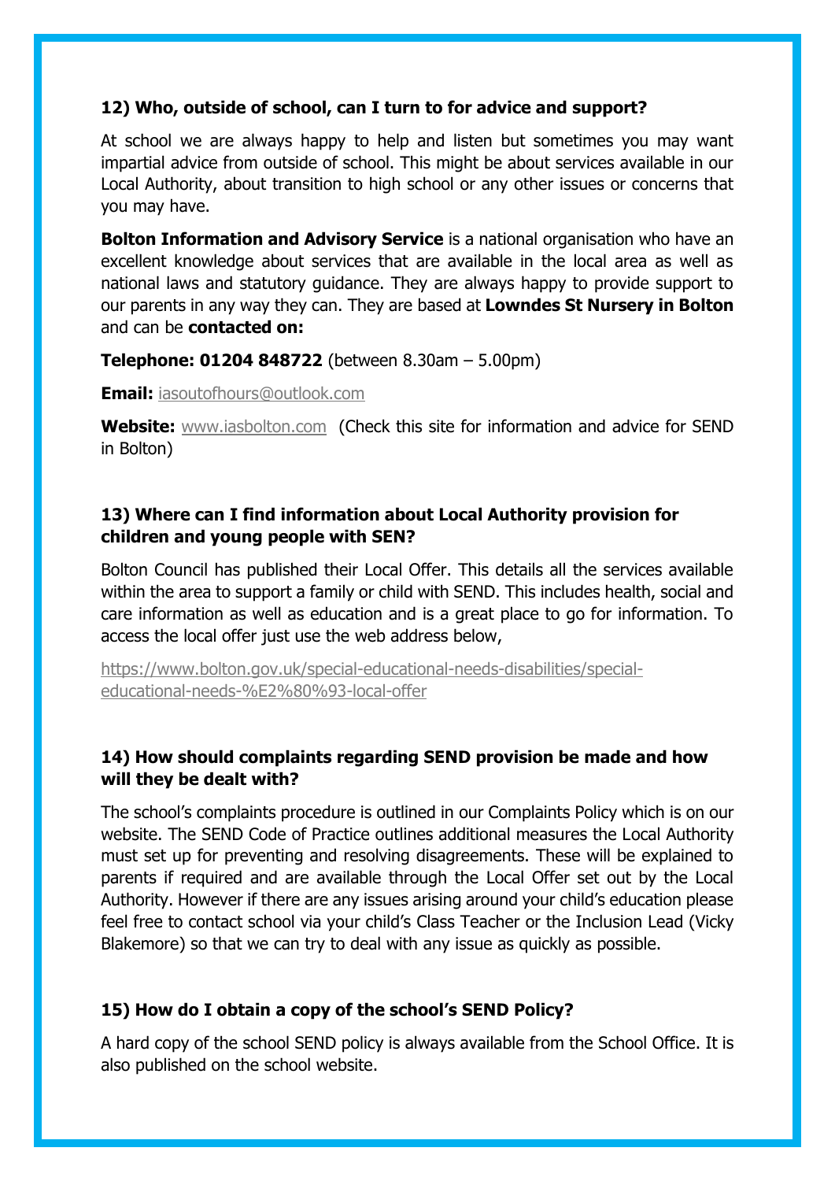### 12) Who, outside of school, can I turn to for advice and support?

At school we are always happy to help and listen but sometimes you may want impartial advice from outside of school. This might be about services available in our Local Authority, about transition to high school or any other issues or concerns that you may have.

**Bolton Information and Advisory Service** is a national organisation who have an excellent knowledge about services that are available in the local area as well as national laws and statutory guidance. They are always happy to provide support to our parents in any way they can. They are based at **Lowndes St Nursery in Bolton** and can be **contacted on:**

**Telephone: 01204 848722** (between 8.30am – 5.00pm)

**Email:** iasoutofhours@outlook.com

**Website:** www.iasbolton.com (Check this site for information and advice for SEND in Bolton)

### 13) Where can I find information about Local Authority provision for children and young people with SEN?

Bolton Council has published their Local Offer. This details all the services available within the area to support a family or child with SEND. This includes health, social and care information as well as education and is a great place to go for information. To access the local offer just use the web address below,

https://www.bolton.gov.uk/special-educational-needs-disabilities/special-educational-needs-%E2%80%93-local-offer

### 14) How should complaints regarding SEND provision be made and how will they be dealt with?

The school's complaints procedure is outlined in our Complaints Policy which is on our website. The SEND Code of Practice outlines additional measures the Local Authority must set up for preventing and resolving disagreements. These will be explained to parents if required and are available through the Local Offer set out by the Local Authority. However if there are any issues arising around your child's education please feel free to contact school via your child's Class Teacher or the Inclusion Lead (Vicky Blakemore) so that we can try to deal with any issue as quickly as possible.

### 15) How do I obtain a copy of the school's SEND Policy?

A hard copy of the school SEND policy is always available from the School Office. It is also published on the school website.